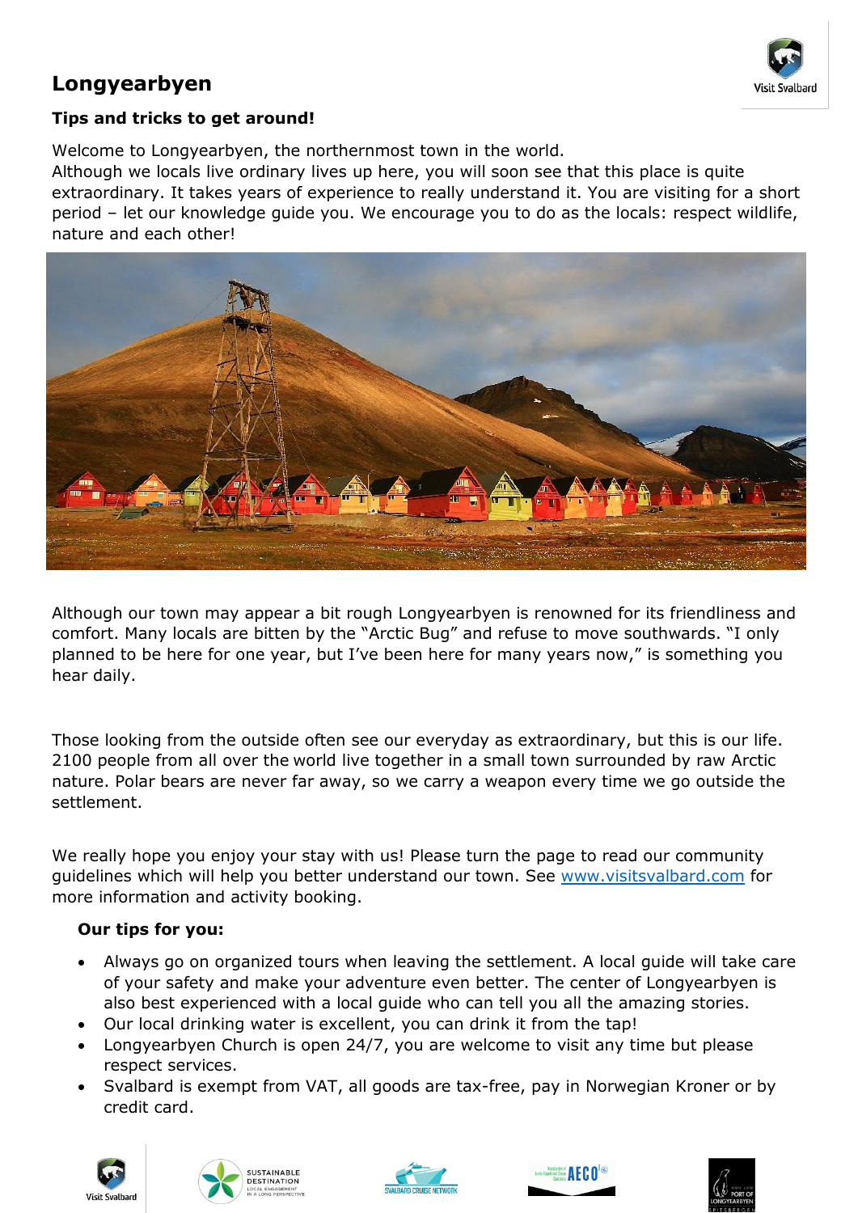# Longyearbyen

**Tips and tricks to get around!**

Welcome to Longyearbyen, the northernmost town in the world.
Although we locals live ordinary lives up here, you will soon see that this place is quite extraordinary. It takes years of experience to really understand it. You are visiting for a short period – let our knowledge guide you. We encourage you to do as the locals: respect wildlife, nature and each other!

Although our town may appear a bit rough Longyearbyen is renowned for its friendliness and comfort. Many locals are bitten by the "Arctic Bug" and refuse to move southwards. "I only planned to be here for one year, but I've been here for many years now," is something you hear daily.

Those looking from the outside often see our everyday as extraordinary, but this is our life. 2100 people from all over the world live together in a small town surrounded by raw Arctic nature. Polar bears are never far away, so we carry a weapon every time we go outside the settlement.

We really hope you enjoy your stay with us! Please turn the page to read our community guidelines which will help you better understand our town. See www.visitsvalbard.com for more information and activity booking.

**Our tips for you:**

- Always go on organized tours when leaving the settlement. A local guide will take care of your safety and make your adventure even better. The center of Longyearbyen is also best experienced with a local guide who can tell you all the amazing stories.
- Our local drinking water is excellent, you can drink it from the tap!
- Longyearbyen Church is open 24/7, you are welcome to visit any time but please respect services.
- Svalbard is exempt from VAT, all goods are tax-free, pay in Norwegian Kroner or by credit card.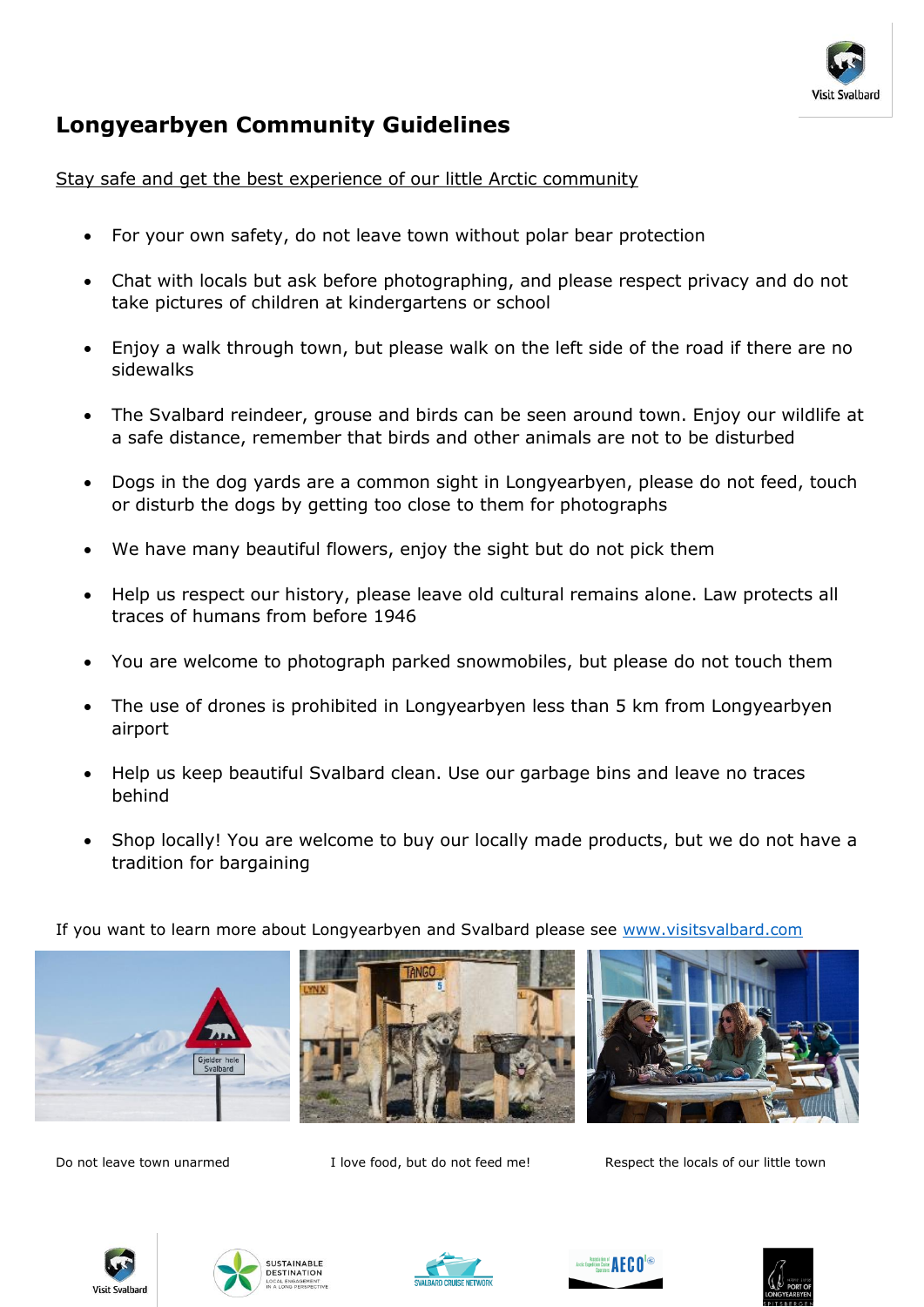# Longyearbyen Community Guidelines

Stay safe and get the best experience of our little Arctic community

- For your own safety, do not leave town without polar bear protection
- Chat with locals but ask before photographing, and please respect privacy and do not take pictures of children at kindergartens or school
- Enjoy a walk through town, but please walk on the left side of the road if there are no sidewalks
- The Svalbard reindeer, grouse and birds can be seen around town. Enjoy our wildlife at a safe distance, remember that birds and other animals are not to be disturbed
- Dogs in the dog yards are a common sight in Longyearbyen, please do not feed, touch or disturb the dogs by getting too close to them for photographs
- We have many beautiful flowers, enjoy the sight but do not pick them
- Help us respect our history, please leave old cultural remains alone. Law protects all traces of humans from before 1946
- You are welcome to photograph parked snowmobiles, but please do not touch them
- The use of drones is prohibited in Longyearbyen less than 5 km from Longyearbyen airport
- Help us keep beautiful Svalbard clean. Use our garbage bins and leave no traces behind
- Shop locally! You are welcome to buy our locally made products, but we do not have a tradition for bargaining

If you want to learn more about Longyearbyen and Svalbard please see www.visitsvalbard.com

Do not leave town unarmed

I love food, but do not feed me!

Respect the locals of our little town